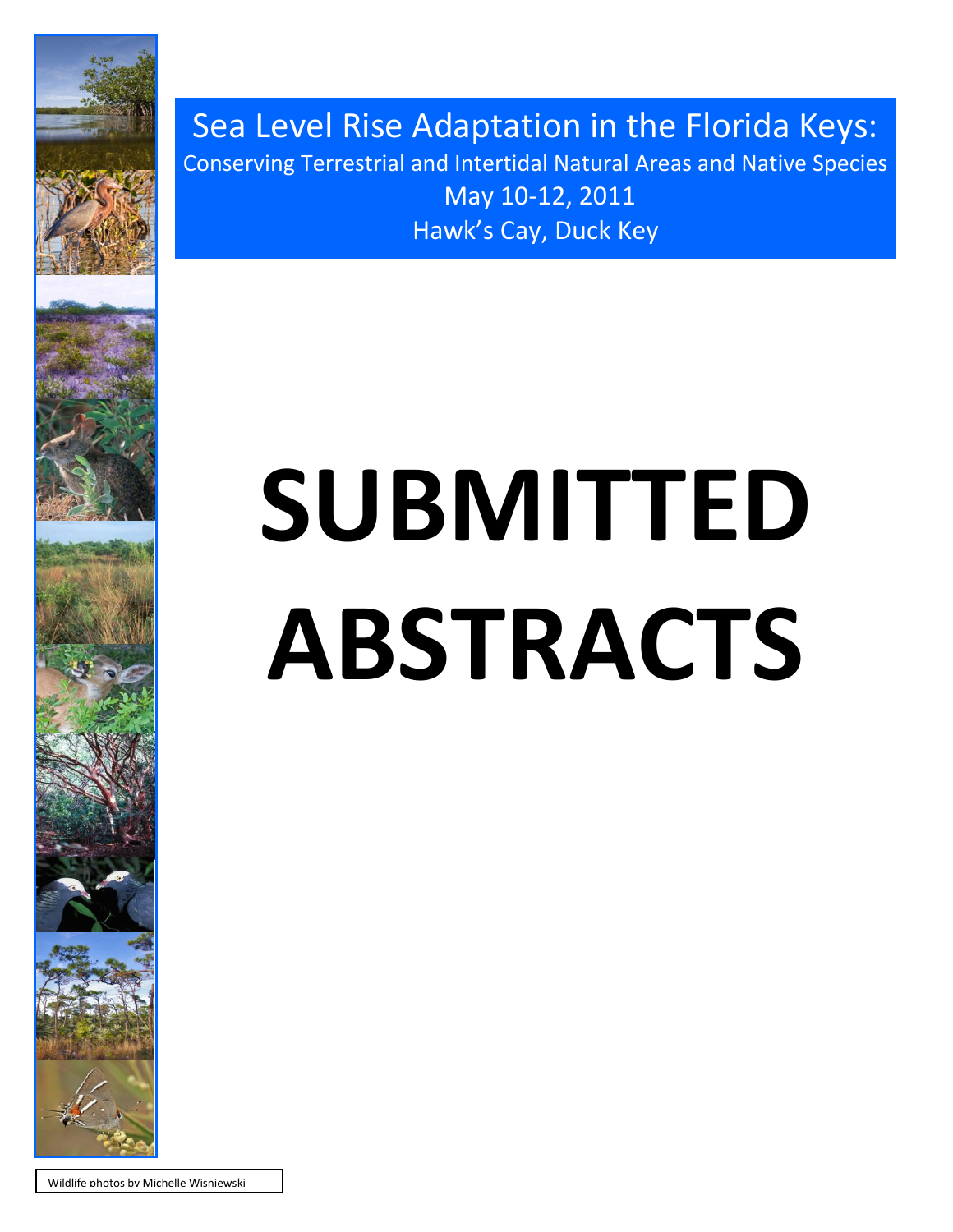# Sea Level Rise Adaptation in the Florida Keys:

Conserving Terrestrial and Intertidal Natural Areas and Native Species

May 10-12, 2011

Hawk's Cay, Duck Key

# SUBMITTED ABSTRACTS

Wildlife photos by Michelle Wisniewski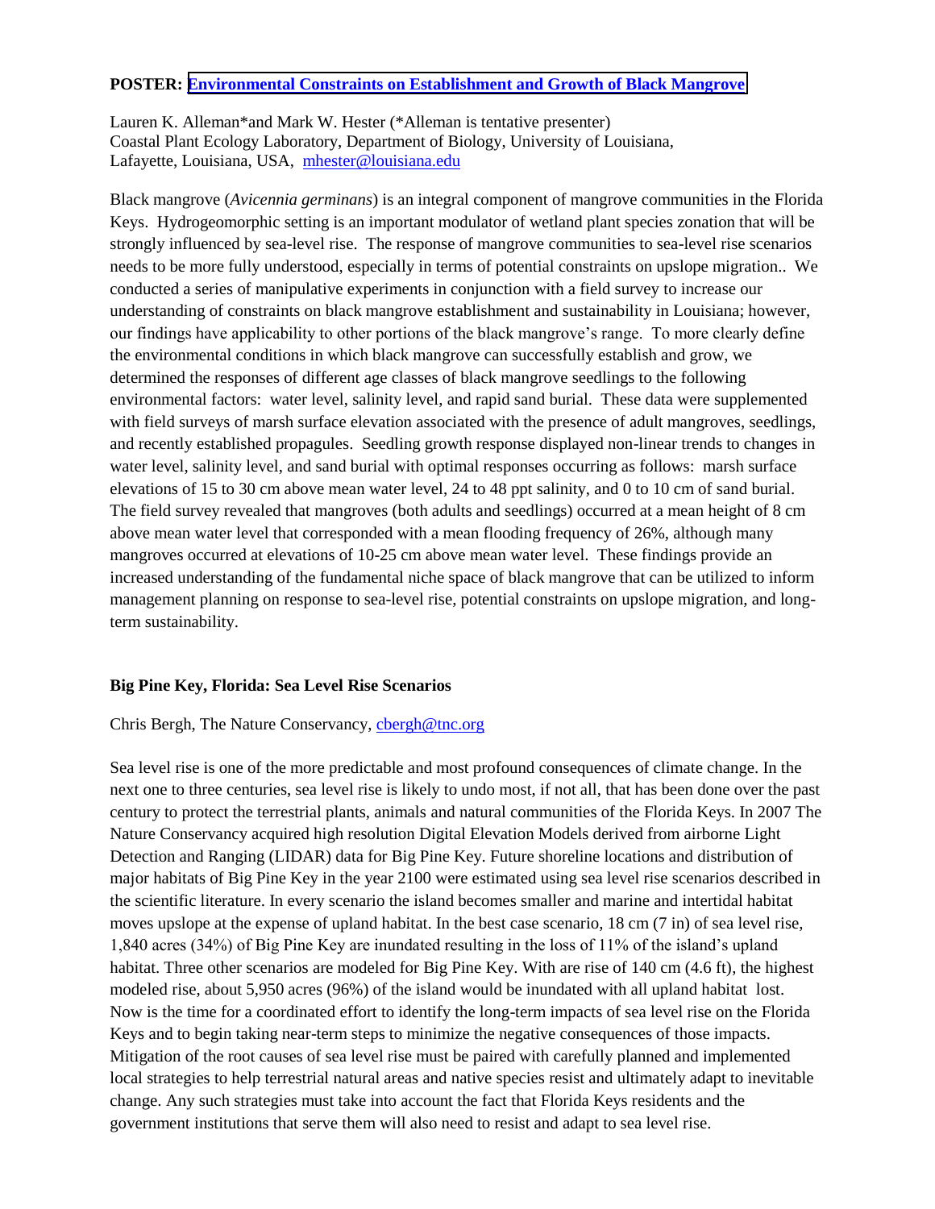**POSTER: Environmental Constraints on Establishment and Growth of Black Mangrove**

Lauren K. Alleman*and Mark W. Hester (*Alleman is tentative presenter)
Coastal Plant Ecology Laboratory, Department of Biology, University of Louisiana, Lafayette, Louisiana, USA, mhester@louisiana.edu

Black mangrove (*Avicennia germinans*) is an integral component of mangrove communities in the Florida Keys. Hydrogeomorphic setting is an important modulator of wetland plant species zonation that will be strongly influenced by sea-level rise. The response of mangrove communities to sea-level rise scenarios needs to be more fully understood, especially in terms of potential constraints on upslope migration.. We conducted a series of manipulative experiments in conjunction with a field survey to increase our understanding of constraints on black mangrove establishment and sustainability in Louisiana; however, our findings have applicability to other portions of the black mangrove's range. To more clearly define the environmental conditions in which black mangrove can successfully establish and grow, we determined the responses of different age classes of black mangrove seedlings to the following environmental factors: water level, salinity level, and rapid sand burial. These data were supplemented with field surveys of marsh surface elevation associated with the presence of adult mangroves, seedlings, and recently established propagules. Seedling growth response displayed non-linear trends to changes in water level, salinity level, and sand burial with optimal responses occurring as follows: marsh surface elevations of 15 to 30 cm above mean water level, 24 to 48 ppt salinity, and 0 to 10 cm of sand burial. The field survey revealed that mangroves (both adults and seedlings) occurred at a mean height of 8 cm above mean water level that corresponded with a mean flooding frequency of 26%, although many mangroves occurred at elevations of 10-25 cm above mean water level. These findings provide an increased understanding of the fundamental niche space of black mangrove that can be utilized to inform management planning on response to sea-level rise, potential constraints on upslope migration, and long-term sustainability.

**Big Pine Key, Florida: Sea Level Rise Scenarios**

Chris Bergh, The Nature Conservancy, cbergh@tnc.org

Sea level rise is one of the more predictable and most profound consequences of climate change. In the next one to three centuries, sea level rise is likely to undo most, if not all, that has been done over the past century to protect the terrestrial plants, animals and natural communities of the Florida Keys. In 2007 The Nature Conservancy acquired high resolution Digital Elevation Models derived from airborne Light Detection and Ranging (LIDAR) data for Big Pine Key. Future shoreline locations and distribution of major habitats of Big Pine Key in the year 2100 were estimated using sea level rise scenarios described in the scientific literature. In every scenario the island becomes smaller and marine and intertidal habitat moves upslope at the expense of upland habitat. In the best case scenario, 18 cm (7 in) of sea level rise, 1,840 acres (34%) of Big Pine Key are inundated resulting in the loss of 11% of the island's upland habitat. Three other scenarios are modeled for Big Pine Key. With are rise of 140 cm (4.6 ft), the highest modeled rise, about 5,950 acres (96%) of the island would be inundated with all upland habitat lost. Now is the time for a coordinated effort to identify the long-term impacts of sea level rise on the Florida Keys and to begin taking near-term steps to minimize the negative consequences of those impacts. Mitigation of the root causes of sea level rise must be paired with carefully planned and implemented local strategies to help terrestrial natural areas and native species resist and ultimately adapt to inevitable change. Any such strategies must take into account the fact that Florida Keys residents and the government institutions that serve them will also need to resist and adapt to sea level rise.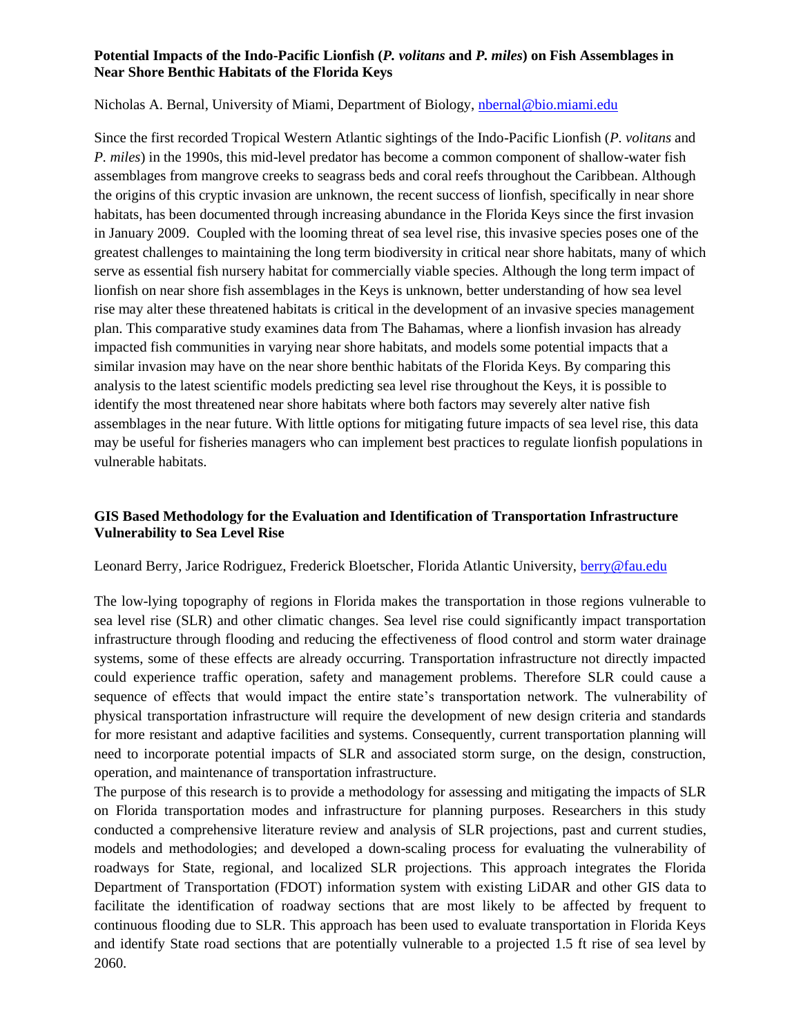### Potential Impacts of the Indo-Pacific Lionfish (*P. volitans* and *P. miles*) on Fish Assemblages in Near Shore Benthic Habitats of the Florida Keys

Nicholas A. Bernal, University of Miami, Department of Biology, nbernal@bio.miami.edu

Since the first recorded Tropical Western Atlantic sightings of the Indo-Pacific Lionfish (*P. volitans* and *P. miles*) in the 1990s, this mid-level predator has become a common component of shallow-water fish assemblages from mangrove creeks to seagrass beds and coral reefs throughout the Caribbean. Although the origins of this cryptic invasion are unknown, the recent success of lionfish, specifically in near shore habitats, has been documented through increasing abundance in the Florida Keys since the first invasion in January 2009. Coupled with the looming threat of sea level rise, this invasive species poses one of the greatest challenges to maintaining the long term biodiversity in critical near shore habitats, many of which serve as essential fish nursery habitat for commercially viable species. Although the long term impact of lionfish on near shore fish assemblages in the Keys is unknown, better understanding of how sea level rise may alter these threatened habitats is critical in the development of an invasive species management plan. This comparative study examines data from The Bahamas, where a lionfish invasion has already impacted fish communities in varying near shore habitats, and models some potential impacts that a similar invasion may have on the near shore benthic habitats of the Florida Keys. By comparing this analysis to the latest scientific models predicting sea level rise throughout the Keys, it is possible to identify the most threatened near shore habitats where both factors may severely alter native fish assemblages in the near future. With little options for mitigating future impacts of sea level rise, this data may be useful for fisheries managers who can implement best practices to regulate lionfish populations in vulnerable habitats.

### GIS Based Methodology for the Evaluation and Identification of Transportation Infrastructure Vulnerability to Sea Level Rise

Leonard Berry, Jarice Rodriguez, Frederick Bloetscher, Florida Atlantic University, berry@fau.edu

The low-lying topography of regions in Florida makes the transportation in those regions vulnerable to sea level rise (SLR) and other climatic changes. Sea level rise could significantly impact transportation infrastructure through flooding and reducing the effectiveness of flood control and storm water drainage systems, some of these effects are already occurring. Transportation infrastructure not directly impacted could experience traffic operation, safety and management problems. Therefore SLR could cause a sequence of effects that would impact the entire state's transportation network. The vulnerability of physical transportation infrastructure will require the development of new design criteria and standards for more resistant and adaptive facilities and systems. Consequently, current transportation planning will need to incorporate potential impacts of SLR and associated storm surge, on the design, construction, operation, and maintenance of transportation infrastructure.

The purpose of this research is to provide a methodology for assessing and mitigating the impacts of SLR on Florida transportation modes and infrastructure for planning purposes. Researchers in this study conducted a comprehensive literature review and analysis of SLR projections, past and current studies, models and methodologies; and developed a down-scaling process for evaluating the vulnerability of roadways for State, regional, and localized SLR projections. This approach integrates the Florida Department of Transportation (FDOT) information system with existing LiDAR and other GIS data to facilitate the identification of roadway sections that are most likely to be affected by frequent to continuous flooding due to SLR. This approach has been used to evaluate transportation in Florida Keys and identify State road sections that are potentially vulnerable to a projected 1.5 ft rise of sea level by 2060.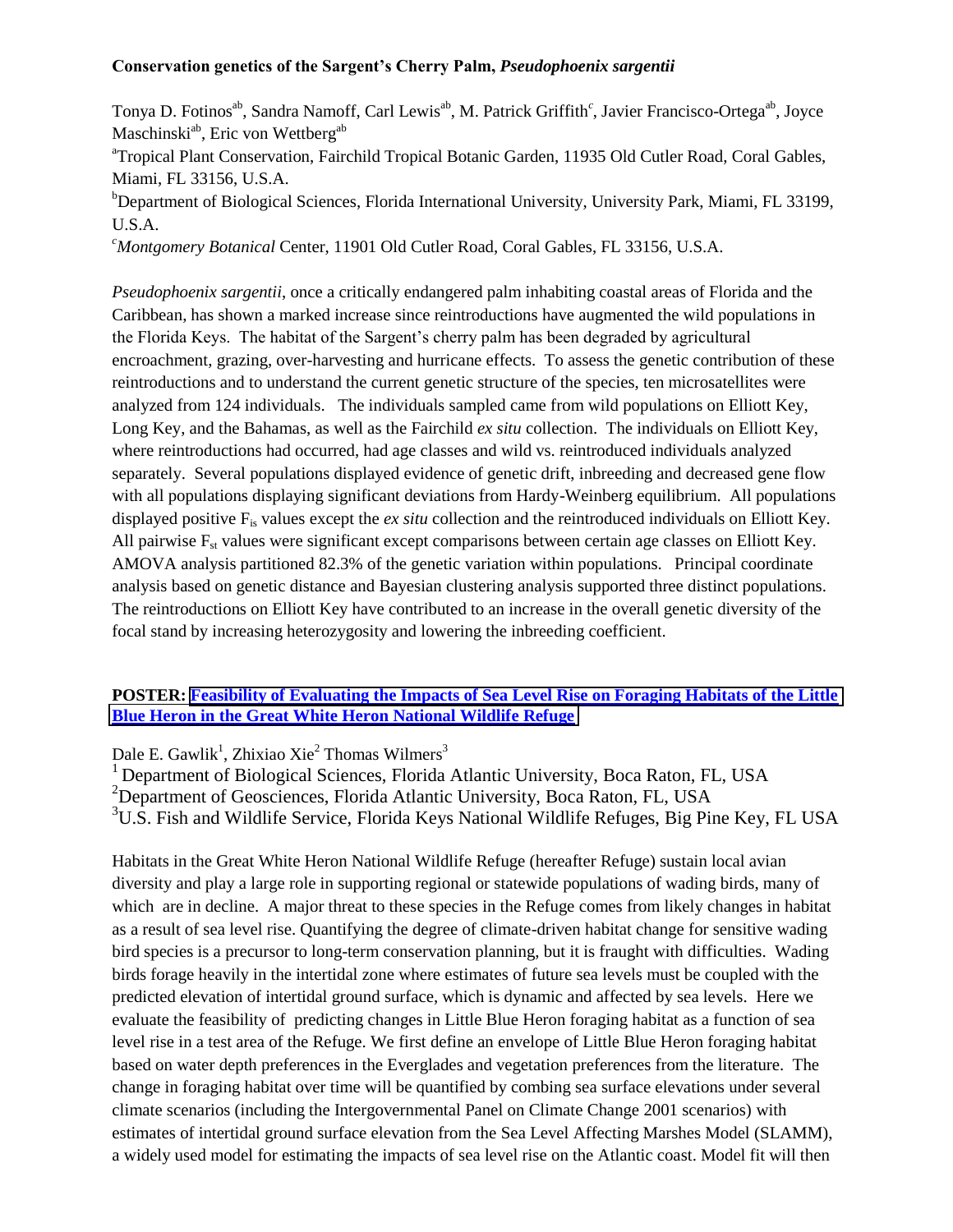**Conservation genetics of the Sargent's Cherry Palm, *Pseudophoenix sargentii***

Tonya D. Fotinos[ab], Sandra Namoff, Carl Lewis[ab], M. Patrick Griffith[c], Javier Francisco-Ortega[ab], Joyce Maschinski[ab], Eric von Wettberg[ab]

[a]Tropical Plant Conservation, Fairchild Tropical Botanic Garden, 11935 Old Cutler Road, Coral Gables, Miami, FL 33156, U.S.A.

[b]Department of Biological Sciences, Florida International University, University Park, Miami, FL 33199, U.S.A.

[c]*Montgomery Botanical* Center, 11901 Old Cutler Road, Coral Gables, FL 33156, U.S.A.

*Pseudophoenix sargentii*, once a critically endangered palm inhabiting coastal areas of Florida and the Caribbean, has shown a marked increase since reintroductions have augmented the wild populations in the Florida Keys. The habitat of the Sargent's cherry palm has been degraded by agricultural encroachment, grazing, over-harvesting and hurricane effects. To assess the genetic contribution of these reintroductions and to understand the current genetic structure of the species, ten microsatellites were analyzed from 124 individuals. The individuals sampled came from wild populations on Elliott Key, Long Key, and the Bahamas, as well as the Fairchild *ex situ* collection. The individuals on Elliott Key, where reintroductions had occurred, had age classes and wild vs. reintroduced individuals analyzed separately. Several populations displayed evidence of genetic drift, inbreeding and decreased gene flow with all populations displaying significant deviations from Hardy-Weinberg equilibrium. All populations displayed positive $F_{is}$ values except the *ex situ* collection and the reintroduced individuals on Elliott Key. All pairwise $F_{st}$ values were significant except comparisons between certain age classes on Elliott Key. AMOVA analysis partitioned 82.3% of the genetic variation within populations. Principal coordinate analysis based on genetic distance and Bayesian clustering analysis supported three distinct populations. The reintroductions on Elliott Key have contributed to an increase in the overall genetic diversity of the focal stand by increasing heterozygosity and lowering the inbreeding coefficient.

**POSTER: Feasibility of Evaluating the Impacts of Sea Level Rise on Foraging Habitats of the Little Blue Heron in the Great White Heron National Wildlife Refuge**

Dale E. Gawlik[1], Zhixiao Xie[2] Thomas Wilmers[3]

[1] Department of Biological Sciences, Florida Atlantic University, Boca Raton, FL, USA

[2]Department of Geosciences, Florida Atlantic University, Boca Raton, FL, USA

[3]U.S. Fish and Wildlife Service, Florida Keys National Wildlife Refuges, Big Pine Key, FL USA

Habitats in the Great White Heron National Wildlife Refuge (hereafter Refuge) sustain local avian diversity and play a large role in supporting regional or statewide populations of wading birds, many of which are in decline. A major threat to these species in the Refuge comes from likely changes in habitat as a result of sea level rise. Quantifying the degree of climate-driven habitat change for sensitive wading bird species is a precursor to long-term conservation planning, but it is fraught with difficulties. Wading birds forage heavily in the intertidal zone where estimates of future sea levels must be coupled with the predicted elevation of intertidal ground surface, which is dynamic and affected by sea levels. Here we evaluate the feasibility of predicting changes in Little Blue Heron foraging habitat as a function of sea level rise in a test area of the Refuge. We first define an envelope of Little Blue Heron foraging habitat based on water depth preferences in the Everglades and vegetation preferences from the literature. The change in foraging habitat over time will be quantified by combing sea surface elevations under several climate scenarios (including the Intergovernmental Panel on Climate Change 2001 scenarios) with estimates of intertidal ground surface elevation from the Sea Level Affecting Marshes Model (SLAMM), a widely used model for estimating the impacts of sea level rise on the Atlantic coast. Model fit will then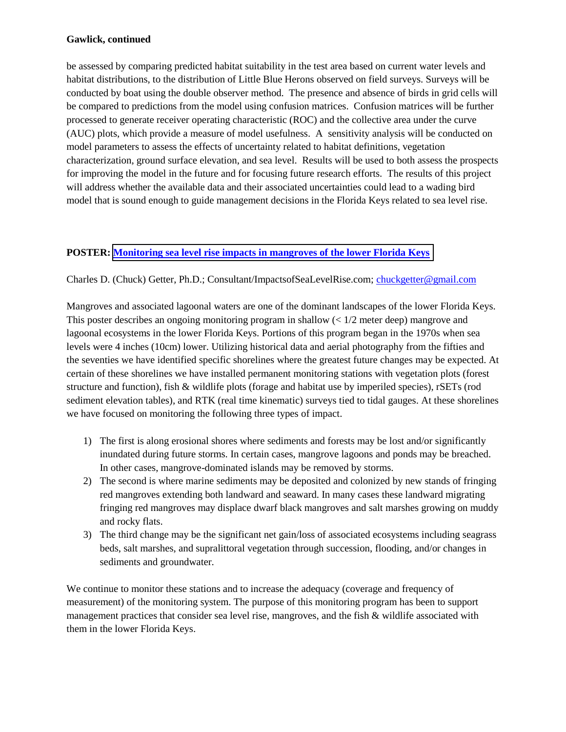**Gawlick, continued**

be assessed by comparing predicted habitat suitability in the test area based on current water levels and habitat distributions, to the distribution of Little Blue Herons observed on field surveys. Surveys will be conducted by boat using the double observer method. The presence and absence of birds in grid cells will be compared to predictions from the model using confusion matrices. Confusion matrices will be further processed to generate receiver operating characteristic (ROC) and the collective area under the curve (AUC) plots, which provide a measure of model usefulness. A sensitivity analysis will be conducted on model parameters to assess the effects of uncertainty related to habitat definitions, vegetation characterization, ground surface elevation, and sea level. Results will be used to both assess the prospects for improving the model in the future and for focusing future research efforts. The results of this project will address whether the available data and their associated uncertainties could lead to a wading bird model that is sound enough to guide management decisions in the Florida Keys related to sea level rise.

**POSTER: Monitoring sea level rise impacts in mangroves of the lower Florida Keys**

Charles D. (Chuck) Getter, Ph.D.; Consultant/ImpactsofSeaLevelRise.com; chuckgetter@gmail.com

Mangroves and associated lagoonal waters are one of the dominant landscapes of the lower Florida Keys. This poster describes an ongoing monitoring program in shallow (< 1/2 meter deep) mangrove and lagoonal ecosystems in the lower Florida Keys. Portions of this program began in the 1970s when sea levels were 4 inches (10cm) lower. Utilizing historical data and aerial photography from the fifties and the seventies we have identified specific shorelines where the greatest future changes may be expected. At certain of these shorelines we have installed permanent monitoring stations with vegetation plots (forest structure and function), fish & wildlife plots (forage and habitat use by imperiled species), rSETs (rod sediment elevation tables), and RTK (real time kinematic) surveys tied to tidal gauges. At these shorelines we have focused on monitoring the following three types of impact.

1) The first is along erosional shores where sediments and forests may be lost and/or significantly inundated during future storms. In certain cases, mangrove lagoons and ponds may be breached. In other cases, mangrove-dominated islands may be removed by storms.
2) The second is where marine sediments may be deposited and colonized by new stands of fringing red mangroves extending both landward and seaward. In many cases these landward migrating fringing red mangroves may displace dwarf black mangroves and salt marshes growing on muddy and rocky flats.
3) The third change may be the significant net gain/loss of associated ecosystems including seagrass beds, salt marshes, and supralittoral vegetation through succession, flooding, and/or changes in sediments and groundwater.

We continue to monitor these stations and to increase the adequacy (coverage and frequency of measurement) of the monitoring system. The purpose of this monitoring program has been to support management practices that consider sea level rise, mangroves, and the fish & wildlife associated with them in the lower Florida Keys.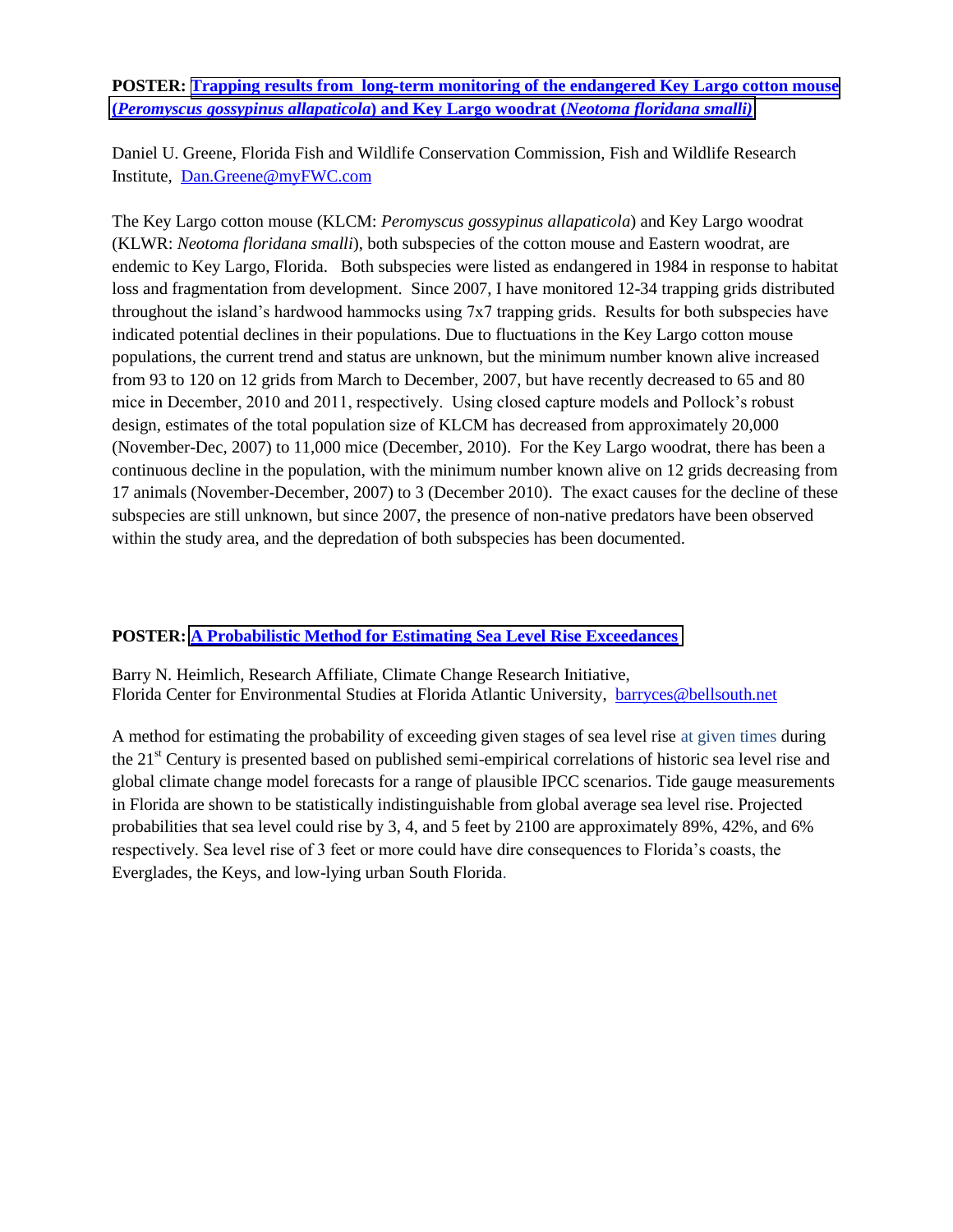**POSTER: [Trapping results from long-term monitoring of the endangered Key Largo cotton mouse (*Peromyscus gossypinus allapaticola*) and Key Largo woodrat (*Neotoma floridana smalli*)]**

Daniel U. Greene, Florida Fish and Wildlife Conservation Commission, Fish and Wildlife Research Institute, Dan.Greene@myFWC.com

The Key Largo cotton mouse (KLCM: *Peromyscus gossypinus allapaticola*) and Key Largo woodrat (KLWR: *Neotoma floridana smalli*), both subspecies of the cotton mouse and Eastern woodrat, are endemic to Key Largo, Florida. Both subspecies were listed as endangered in 1984 in response to habitat loss and fragmentation from development. Since 2007, I have monitored 12-34 trapping grids distributed throughout the island's hardwood hammocks using 7x7 trapping grids. Results for both subspecies have indicated potential declines in their populations. Due to fluctuations in the Key Largo cotton mouse populations, the current trend and status are unknown, but the minimum number known alive increased from 93 to 120 on 12 grids from March to December, 2007, but have recently decreased to 65 and 80 mice in December, 2010 and 2011, respectively. Using closed capture models and Pollock's robust design, estimates of the total population size of KLCM has decreased from approximately 20,000 (November-Dec, 2007) to 11,000 mice (December, 2010). For the Key Largo woodrat, there has been a continuous decline in the population, with the minimum number known alive on 12 grids decreasing from 17 animals (November-December, 2007) to 3 (December 2010). The exact causes for the decline of these subspecies are still unknown, but since 2007, the presence of non-native predators have been observed within the study area, and the depredation of both subspecies has been documented.

**POSTER: [A Probabilistic Method for Estimating Sea Level Rise Exceedances]**

Barry N. Heimlich, Research Affiliate, Climate Change Research Initiative,
Florida Center for Environmental Studies at Florida Atlantic University, barryces@bellsouth.net

A method for estimating the probability of exceeding given stages of sea level rise at given times during the 21st Century is presented based on published semi-empirical correlations of historic sea level rise and global climate change model forecasts for a range of plausible IPCC scenarios. Tide gauge measurements in Florida are shown to be statistically indistinguishable from global average sea level rise. Projected probabilities that sea level could rise by 3, 4, and 5 feet by 2100 are approximately 89%, 42%, and 6% respectively. Sea level rise of 3 feet or more could have dire consequences to Florida's coasts, the Everglades, the Keys, and low-lying urban South Florida.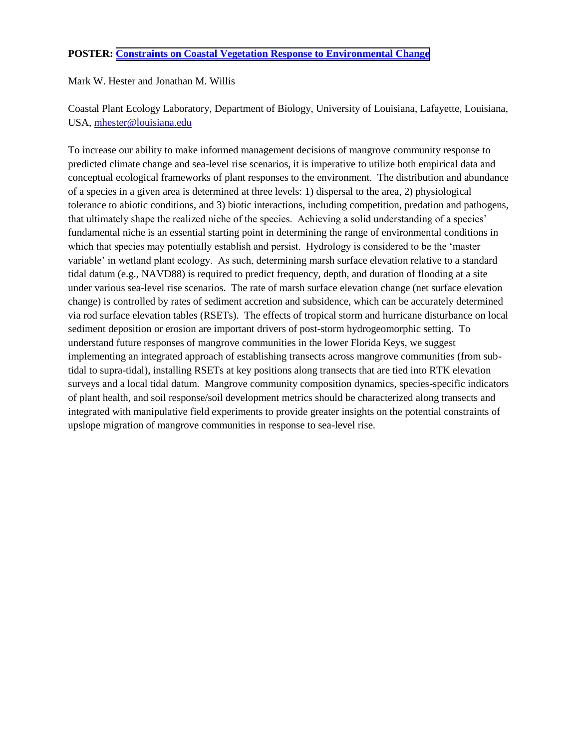**POSTER: Constraints on Coastal Vegetation Response to Environmental Change**

Mark W. Hester and Jonathan M. Willis

Coastal Plant Ecology Laboratory, Department of Biology, University of Louisiana, Lafayette, Louisiana, USA, mhester@louisiana.edu

To increase our ability to make informed management decisions of mangrove community response to predicted climate change and sea-level rise scenarios, it is imperative to utilize both empirical data and conceptual ecological frameworks of plant responses to the environment. The distribution and abundance of a species in a given area is determined at three levels: 1) dispersal to the area, 2) physiological tolerance to abiotic conditions, and 3) biotic interactions, including competition, predation and pathogens, that ultimately shape the realized niche of the species. Achieving a solid understanding of a species' fundamental niche is an essential starting point in determining the range of environmental conditions in which that species may potentially establish and persist. Hydrology is considered to be the 'master variable' in wetland plant ecology. As such, determining marsh surface elevation relative to a standard tidal datum (e.g., NAVD88) is required to predict frequency, depth, and duration of flooding at a site under various sea-level rise scenarios. The rate of marsh surface elevation change (net surface elevation change) is controlled by rates of sediment accretion and subsidence, which can be accurately determined via rod surface elevation tables (RSETs). The effects of tropical storm and hurricane disturbance on local sediment deposition or erosion are important drivers of post-storm hydrogeomorphic setting. To understand future responses of mangrove communities in the lower Florida Keys, we suggest implementing an integrated approach of establishing transects across mangrove communities (from sub-tidal to supra-tidal), installing RSETs at key positions along transects that are tied into RTK elevation surveys and a local tidal datum. Mangrove community composition dynamics, species-specific indicators of plant health, and soil response/soil development metrics should be characterized along transects and integrated with manipulative field experiments to provide greater insights on the potential constraints of upslope migration of mangrove communities in response to sea-level rise.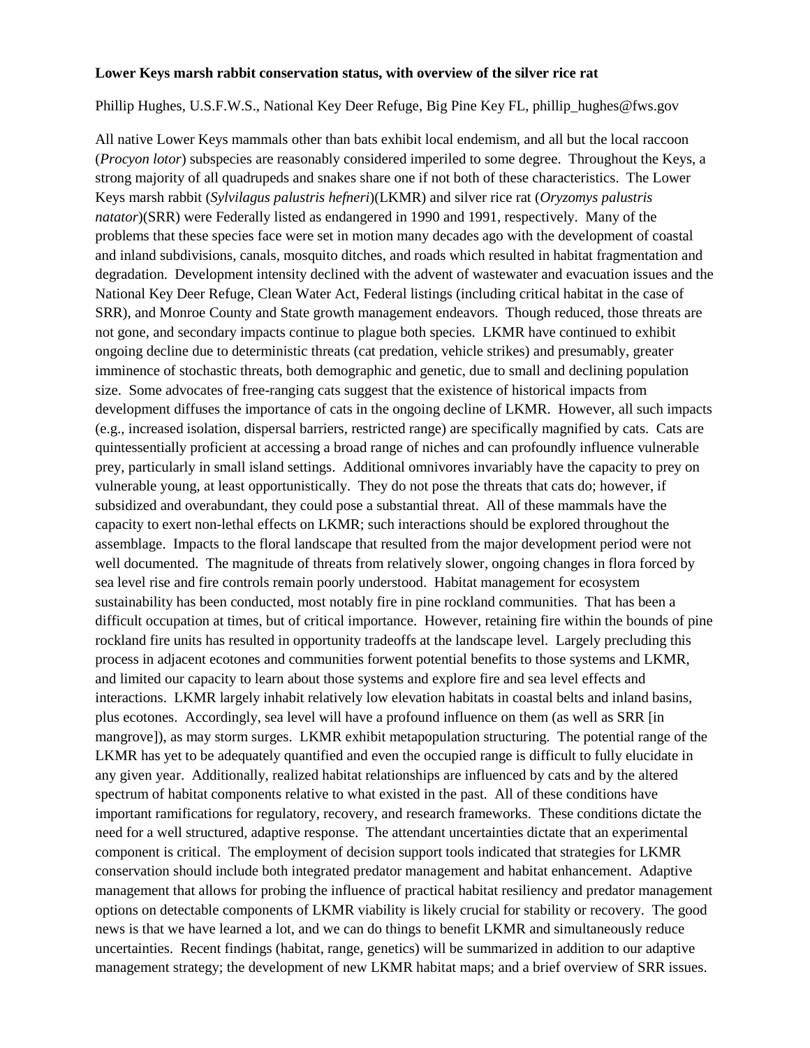**Lower Keys marsh rabbit conservation status, with overview of the silver rice rat**

Phillip Hughes, U.S.F.W.S., National Key Deer Refuge, Big Pine Key FL, phillip_hughes@fws.gov

All native Lower Keys mammals other than bats exhibit local endemism, and all but the local raccoon (*Procyon lotor*) subspecies are reasonably considered imperiled to some degree. Throughout the Keys, a strong majority of all quadrupeds and snakes share one if not both of these characteristics. The Lower Keys marsh rabbit (*Sylvilagus palustris hefneri*)(LKMR) and silver rice rat (*Oryzomys palustris natator*)(SRR) were Federally listed as endangered in 1990 and 1991, respectively. Many of the problems that these species face were set in motion many decades ago with the development of coastal and inland subdivisions, canals, mosquito ditches, and roads which resulted in habitat fragmentation and degradation. Development intensity declined with the advent of wastewater and evacuation issues and the National Key Deer Refuge, Clean Water Act, Federal listings (including critical habitat in the case of SRR), and Monroe County and State growth management endeavors. Though reduced, those threats are not gone, and secondary impacts continue to plague both species. LKMR have continued to exhibit ongoing decline due to deterministic threats (cat predation, vehicle strikes) and presumably, greater imminence of stochastic threats, both demographic and genetic, due to small and declining population size. Some advocates of free-ranging cats suggest that the existence of historical impacts from development diffuses the importance of cats in the ongoing decline of LKMR. However, all such impacts (e.g., increased isolation, dispersal barriers, restricted range) are specifically magnified by cats. Cats are quintessentially proficient at accessing a broad range of niches and can profoundly influence vulnerable prey, particularly in small island settings. Additional omnivores invariably have the capacity to prey on vulnerable young, at least opportunistically. They do not pose the threats that cats do; however, if subsidized and overabundant, they could pose a substantial threat. All of these mammals have the capacity to exert non-lethal effects on LKMR; such interactions should be explored throughout the assemblage. Impacts to the floral landscape that resulted from the major development period were not well documented. The magnitude of threats from relatively slower, ongoing changes in flora forced by sea level rise and fire controls remain poorly understood. Habitat management for ecosystem sustainability has been conducted, most notably fire in pine rockland communities. That has been a difficult occupation at times, but of critical importance. However, retaining fire within the bounds of pine rockland fire units has resulted in opportunity tradeoffs at the landscape level. Largely precluding this process in adjacent ecotones and communities forwent potential benefits to those systems and LKMR, and limited our capacity to learn about those systems and explore fire and sea level effects and interactions. LKMR largely inhabit relatively low elevation habitats in coastal belts and inland basins, plus ecotones. Accordingly, sea level will have a profound influence on them (as well as SRR [in mangrove]), as may storm surges. LKMR exhibit metapopulation structuring. The potential range of the LKMR has yet to be adequately quantified and even the occupied range is difficult to fully elucidate in any given year. Additionally, realized habitat relationships are influenced by cats and by the altered spectrum of habitat components relative to what existed in the past. All of these conditions have important ramifications for regulatory, recovery, and research frameworks. These conditions dictate the need for a well structured, adaptive response. The attendant uncertainties dictate that an experimental component is critical. The employment of decision support tools indicated that strategies for LKMR conservation should include both integrated predator management and habitat enhancement. Adaptive management that allows for probing the influence of practical habitat resiliency and predator management options on detectable components of LKMR viability is likely crucial for stability or recovery. The good news is that we have learned a lot, and we can do things to benefit LKMR and simultaneously reduce uncertainties. Recent findings (habitat, range, genetics) will be summarized in addition to our adaptive management strategy; the development of new LKMR habitat maps; and a brief overview of SRR issues.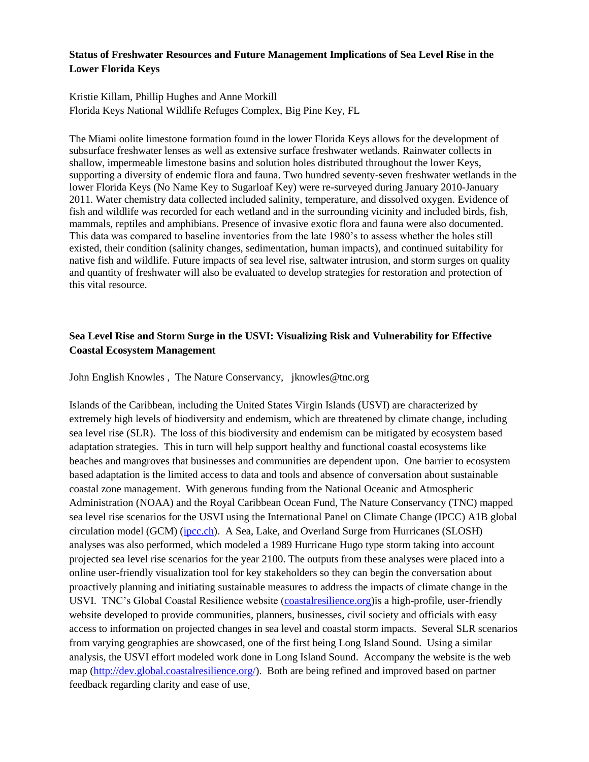**Status of Freshwater Resources and Future Management Implications of Sea Level Rise in the Lower Florida Keys**

Kristie Killam, Phillip Hughes and Anne Morkill
Florida Keys National Wildlife Refuges Complex, Big Pine Key, FL

The Miami oolite limestone formation found in the lower Florida Keys allows for the development of subsurface freshwater lenses as well as extensive surface freshwater wetlands. Rainwater collects in shallow, impermeable limestone basins and solution holes distributed throughout the lower Keys, supporting a diversity of endemic flora and fauna. Two hundred seventy-seven freshwater wetlands in the lower Florida Keys (No Name Key to Sugarloaf Key) were re-surveyed during January 2010-January 2011. Water chemistry data collected included salinity, temperature, and dissolved oxygen. Evidence of fish and wildlife was recorded for each wetland and in the surrounding vicinity and included birds, fish, mammals, reptiles and amphibians. Presence of invasive exotic flora and fauna were also documented. This data was compared to baseline inventories from the late 1980's to assess whether the holes still existed, their condition (salinity changes, sedimentation, human impacts), and continued suitability for native fish and wildlife. Future impacts of sea level rise, saltwater intrusion, and storm surges on quality and quantity of freshwater will also be evaluated to develop strategies for restoration and protection of this vital resource.

**Sea Level Rise and Storm Surge in the USVI: Visualizing Risk and Vulnerability for Effective Coastal Ecosystem Management**

John English Knowles , The Nature Conservancy, jknowles@tnc.org

Islands of the Caribbean, including the United States Virgin Islands (USVI) are characterized by extremely high levels of biodiversity and endemism, which are threatened by climate change, including sea level rise (SLR). The loss of this biodiversity and endemism can be mitigated by ecosystem based adaptation strategies. This in turn will help support healthy and functional coastal ecosystems like beaches and mangroves that businesses and communities are dependent upon. One barrier to ecosystem based adaptation is the limited access to data and tools and absence of conversation about sustainable coastal zone management. With generous funding from the National Oceanic and Atmospheric Administration (NOAA) and the Royal Caribbean Ocean Fund, The Nature Conservancy (TNC) mapped sea level rise scenarios for the USVI using the International Panel on Climate Change (IPCC) A1B global circulation model (GCM) (ipcc.ch). A Sea, Lake, and Overland Surge from Hurricanes (SLOSH) analyses was also performed, which modeled a 1989 Hurricane Hugo type storm taking into account projected sea level rise scenarios for the year 2100. The outputs from these analyses were placed into a online user-friendly visualization tool for key stakeholders so they can begin the conversation about proactively planning and initiating sustainable measures to address the impacts of climate change in the USVI. TNC's Global Coastal Resilience website (coastalresilience.org)is a high-profile, user-friendly website developed to provide communities, planners, businesses, civil society and officials with easy access to information on projected changes in sea level and coastal storm impacts. Several SLR scenarios from varying geographies are showcased, one of the first being Long Island Sound. Using a similar analysis, the USVI effort modeled work done in Long Island Sound. Accompany the website is the web map (http://dev.global.coastalresilience.org/). Both are being refined and improved based on partner feedback regarding clarity and ease of use.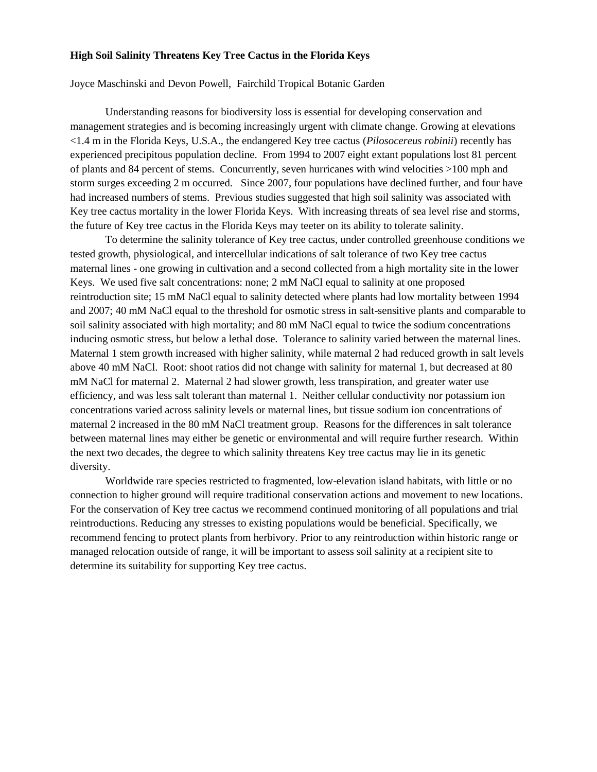**High Soil Salinity Threatens Key Tree Cactus in the Florida Keys**

Joyce Maschinski and Devon Powell, Fairchild Tropical Botanic Garden

Understanding reasons for biodiversity loss is essential for developing conservation and management strategies and is becoming increasingly urgent with climate change. Growing at elevations <1.4 m in the Florida Keys, U.S.A., the endangered Key tree cactus (*Pilosocereus robinii*) recently has experienced precipitous population decline. From 1994 to 2007 eight extant populations lost 81 percent of plants and 84 percent of stems. Concurrently, seven hurricanes with wind velocities >100 mph and storm surges exceeding 2 m occurred. Since 2007, four populations have declined further, and four have had increased numbers of stems. Previous studies suggested that high soil salinity was associated with Key tree cactus mortality in the lower Florida Keys. With increasing threats of sea level rise and storms, the future of Key tree cactus in the Florida Keys may teeter on its ability to tolerate salinity.

To determine the salinity tolerance of Key tree cactus, under controlled greenhouse conditions we tested growth, physiological, and intercellular indications of salt tolerance of two Key tree cactus maternal lines - one growing in cultivation and a second collected from a high mortality site in the lower Keys. We used five salt concentrations: none; 2 mM NaCl equal to salinity at one proposed reintroduction site; 15 mM NaCl equal to salinity detected where plants had low mortality between 1994 and 2007; 40 mM NaCl equal to the threshold for osmotic stress in salt-sensitive plants and comparable to soil salinity associated with high mortality; and 80 mM NaCl equal to twice the sodium concentrations inducing osmotic stress, but below a lethal dose. Tolerance to salinity varied between the maternal lines. Maternal 1 stem growth increased with higher salinity, while maternal 2 had reduced growth in salt levels above 40 mM NaCl. Root: shoot ratios did not change with salinity for maternal 1, but decreased at 80 mM NaCl for maternal 2. Maternal 2 had slower growth, less transpiration, and greater water use efficiency, and was less salt tolerant than maternal 1. Neither cellular conductivity nor potassium ion concentrations varied across salinity levels or maternal lines, but tissue sodium ion concentrations of maternal 2 increased in the 80 mM NaCl treatment group. Reasons for the differences in salt tolerance between maternal lines may either be genetic or environmental and will require further research. Within the next two decades, the degree to which salinity threatens Key tree cactus may lie in its genetic diversity.

Worldwide rare species restricted to fragmented, low-elevation island habitats, with little or no connection to higher ground will require traditional conservation actions and movement to new locations. For the conservation of Key tree cactus we recommend continued monitoring of all populations and trial reintroductions. Reducing any stresses to existing populations would be beneficial. Specifically, we recommend fencing to protect plants from herbivory. Prior to any reintroduction within historic range or managed relocation outside of range, it will be important to assess soil salinity at a recipient site to determine its suitability for supporting Key tree cactus.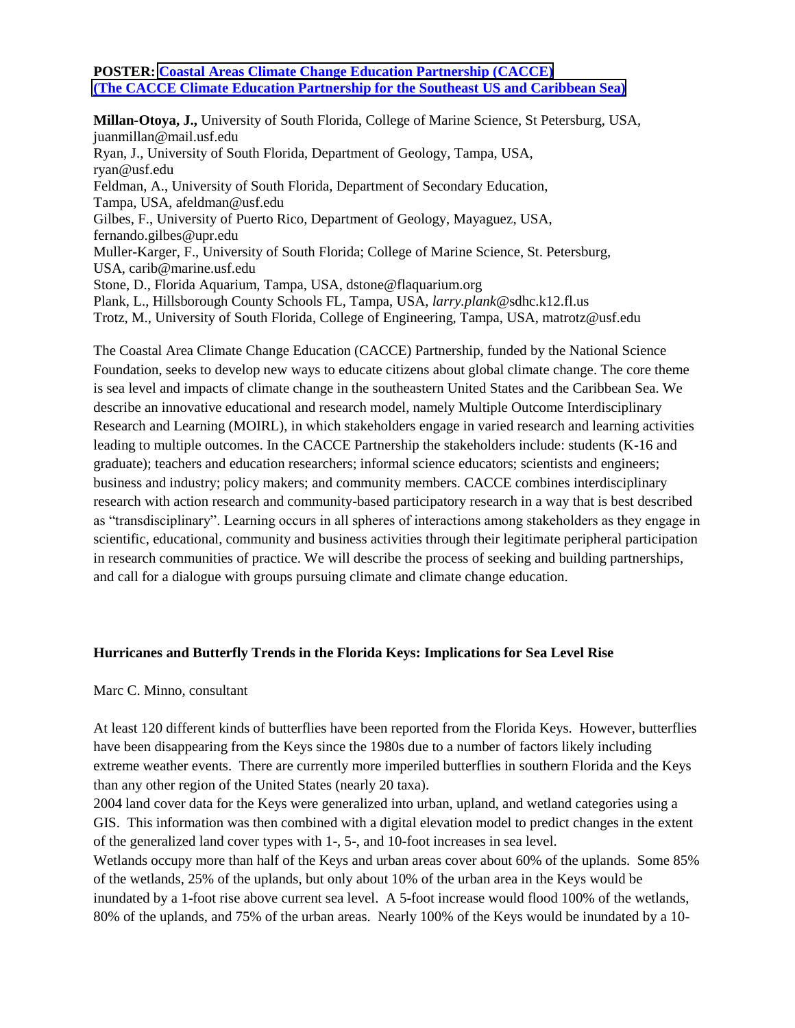**POSTER: Coastal Areas Climate Change Education Partnership (CACCE) (The CACCE Climate Education Partnership for the Southeast US and Caribbean Sea)**

**Millan-Otoya, J.,** University of South Florida, College of Marine Science, St Petersburg, USA, juanmillan@mail.usf.edu
Ryan, J., University of South Florida, Department of Geology, Tampa, USA, ryan@usf.edu
Feldman, A., University of South Florida, Department of Secondary Education, Tampa, USA, afeldman@usf.edu
Gilbes, F., University of Puerto Rico, Department of Geology, Mayaguez, USA, fernando.gilbes@upr.edu
Muller-Karger, F., University of South Florida; College of Marine Science, St. Petersburg, USA, carib@marine.usf.edu
Stone, D., Florida Aquarium, Tampa, USA, dstone@flaquarium.org
Plank, L., Hillsborough County Schools FL, Tampa, USA, *larry.plank*@sdhc.k12.fl.us
Trotz, M., University of South Florida, College of Engineering, Tampa, USA, matrotz@usf.edu

The Coastal Area Climate Change Education (CACCE) Partnership, funded by the National Science Foundation, seeks to develop new ways to educate citizens about global climate change. The core theme is sea level and impacts of climate change in the southeastern United States and the Caribbean Sea. We describe an innovative educational and research model, namely Multiple Outcome Interdisciplinary Research and Learning (MOIRL), in which stakeholders engage in varied research and learning activities leading to multiple outcomes. In the CACCE Partnership the stakeholders include: students (K-16 and graduate); teachers and education researchers; informal science educators; scientists and engineers; business and industry; policy makers; and community members. CACCE combines interdisciplinary research with action research and community-based participatory research in a way that is best described as "transdisciplinary". Learning occurs in all spheres of interactions among stakeholders as they engage in scientific, educational, community and business activities through their legitimate peripheral participation in research communities of practice. We will describe the process of seeking and building partnerships, and call for a dialogue with groups pursuing climate and climate change education.

**Hurricanes and Butterfly Trends in the Florida Keys: Implications for Sea Level Rise**

Marc C. Minno, consultant

At least 120 different kinds of butterflies have been reported from the Florida Keys. However, butterflies have been disappearing from the Keys since the 1980s due to a number of factors likely including extreme weather events. There are currently more imperiled butterflies in southern Florida and the Keys than any other region of the United States (nearly 20 taxa).

2004 land cover data for the Keys were generalized into urban, upland, and wetland categories using a GIS. This information was then combined with a digital elevation model to predict changes in the extent of the generalized land cover types with 1-, 5-, and 10-foot increases in sea level.

Wetlands occupy more than half of the Keys and urban areas cover about 60% of the uplands. Some 85% of the wetlands, 25% of the uplands, but only about 10% of the urban area in the Keys would be inundated by a 1-foot rise above current sea level. A 5-foot increase would flood 100% of the wetlands, 80% of the uplands, and 75% of the urban areas. Nearly 100% of the Keys would be inundated by a 10-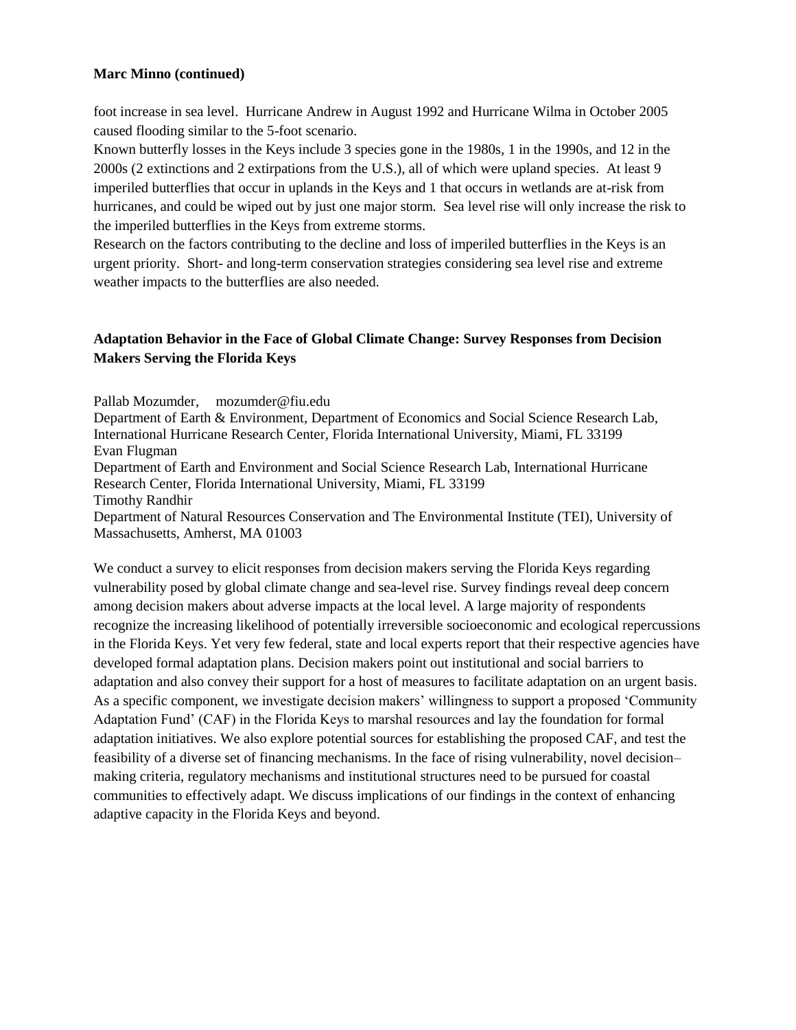**Marc Minno (continued)**

foot increase in sea level. Hurricane Andrew in August 1992 and Hurricane Wilma in October 2005 caused flooding similar to the 5-foot scenario.

Known butterfly losses in the Keys include 3 species gone in the 1980s, 1 in the 1990s, and 12 in the 2000s (2 extinctions and 2 extirpations from the U.S.), all of which were upland species. At least 9 imperiled butterflies that occur in uplands in the Keys and 1 that occurs in wetlands are at-risk from hurricanes, and could be wiped out by just one major storm. Sea level rise will only increase the risk to the imperiled butterflies in the Keys from extreme storms.

Research on the factors contributing to the decline and loss of imperiled butterflies in the Keys is an urgent priority. Short- and long-term conservation strategies considering sea level rise and extreme weather impacts to the butterflies are also needed.

## Adaptation Behavior in the Face of Global Climate Change: Survey Responses from Decision Makers Serving the Florida Keys

Pallab Mozumder, mozumder@fiu.edu
Department of Earth & Environment, Department of Economics and Social Science Research Lab, International Hurricane Research Center, Florida International University, Miami, FL 33199
Evan Flugman
Department of Earth and Environment and Social Science Research Lab, International Hurricane Research Center, Florida International University, Miami, FL 33199
Timothy Randhir
Department of Natural Resources Conservation and The Environmental Institute (TEI), University of Massachusetts, Amherst, MA 01003

We conduct a survey to elicit responses from decision makers serving the Florida Keys regarding vulnerability posed by global climate change and sea-level rise. Survey findings reveal deep concern among decision makers about adverse impacts at the local level. A large majority of respondents recognize the increasing likelihood of potentially irreversible socioeconomic and ecological repercussions in the Florida Keys. Yet very few federal, state and local experts report that their respective agencies have developed formal adaptation plans. Decision makers point out institutional and social barriers to adaptation and also convey their support for a host of measures to facilitate adaptation on an urgent basis. As a specific component, we investigate decision makers' willingness to support a proposed 'Community Adaptation Fund' (CAF) in the Florida Keys to marshal resources and lay the foundation for formal adaptation initiatives. We also explore potential sources for establishing the proposed CAF, and test the feasibility of a diverse set of financing mechanisms. In the face of rising vulnerability, novel decision–making criteria, regulatory mechanisms and institutional structures need to be pursued for coastal communities to effectively adapt. We discuss implications of our findings in the context of enhancing adaptive capacity in the Florida Keys and beyond.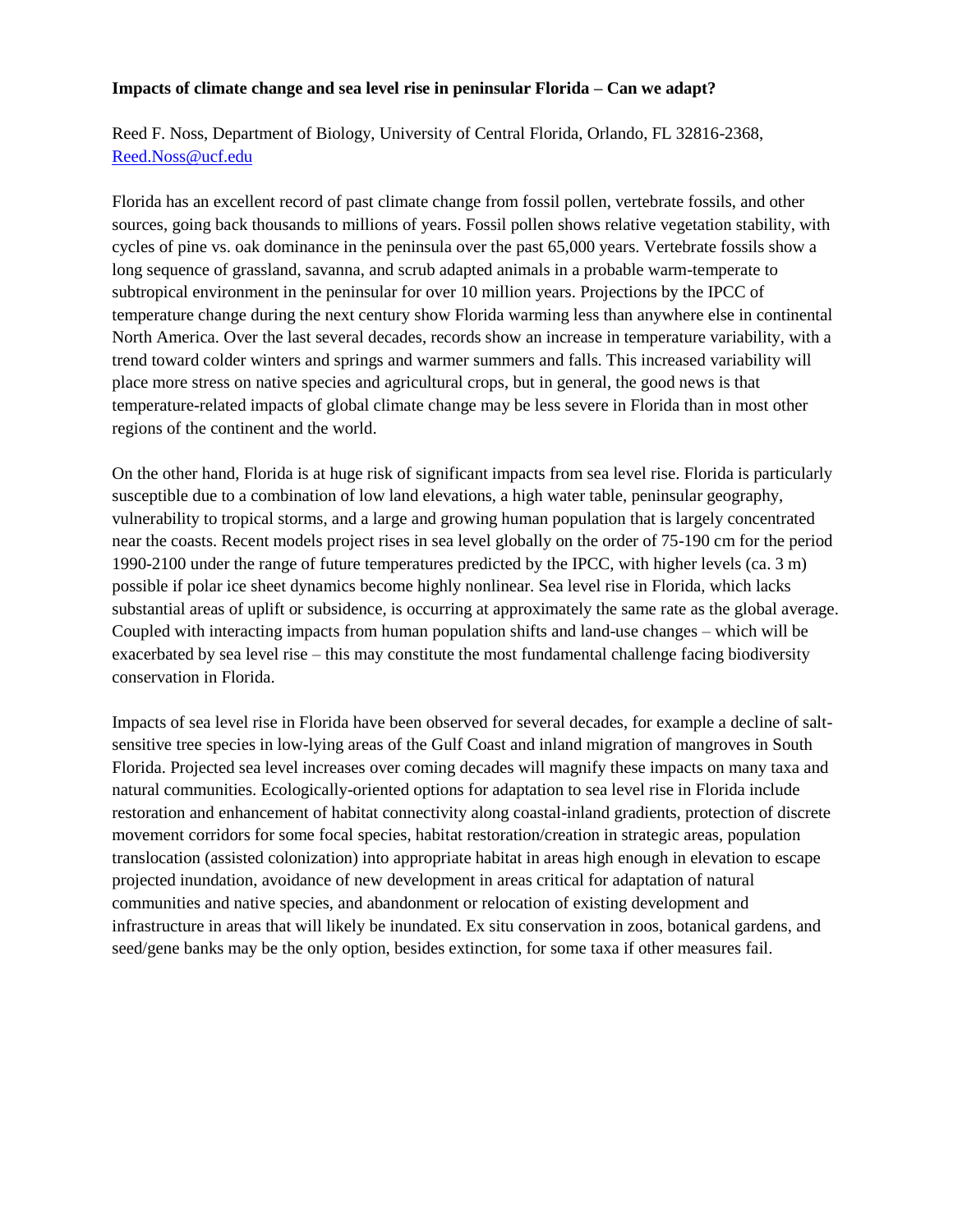**Impacts of climate change and sea level rise in peninsular Florida – Can we adapt?**

Reed F. Noss, Department of Biology, University of Central Florida, Orlando, FL 32816-2368, Reed.Noss@ucf.edu

Florida has an excellent record of past climate change from fossil pollen, vertebrate fossils, and other sources, going back thousands to millions of years. Fossil pollen shows relative vegetation stability, with cycles of pine vs. oak dominance in the peninsula over the past 65,000 years. Vertebrate fossils show a long sequence of grassland, savanna, and scrub adapted animals in a probable warm-temperate to subtropical environment in the peninsular for over 10 million years. Projections by the IPCC of temperature change during the next century show Florida warming less than anywhere else in continental North America. Over the last several decades, records show an increase in temperature variability, with a trend toward colder winters and springs and warmer summers and falls. This increased variability will place more stress on native species and agricultural crops, but in general, the good news is that temperature-related impacts of global climate change may be less severe in Florida than in most other regions of the continent and the world.

On the other hand, Florida is at huge risk of significant impacts from sea level rise. Florida is particularly susceptible due to a combination of low land elevations, a high water table, peninsular geography, vulnerability to tropical storms, and a large and growing human population that is largely concentrated near the coasts. Recent models project rises in sea level globally on the order of 75-190 cm for the period 1990-2100 under the range of future temperatures predicted by the IPCC, with higher levels (ca. 3 m) possible if polar ice sheet dynamics become highly nonlinear. Sea level rise in Florida, which lacks substantial areas of uplift or subsidence, is occurring at approximately the same rate as the global average. Coupled with interacting impacts from human population shifts and land-use changes – which will be exacerbated by sea level rise – this may constitute the most fundamental challenge facing biodiversity conservation in Florida.

Impacts of sea level rise in Florida have been observed for several decades, for example a decline of salt-sensitive tree species in low-lying areas of the Gulf Coast and inland migration of mangroves in South Florida. Projected sea level increases over coming decades will magnify these impacts on many taxa and natural communities. Ecologically-oriented options for adaptation to sea level rise in Florida include restoration and enhancement of habitat connectivity along coastal-inland gradients, protection of discrete movement corridors for some focal species, habitat restoration/creation in strategic areas, population translocation (assisted colonization) into appropriate habitat in areas high enough in elevation to escape projected inundation, avoidance of new development in areas critical for adaptation of natural communities and native species, and abandonment or relocation of existing development and infrastructure in areas that will likely be inundated. Ex situ conservation in zoos, botanical gardens, and seed/gene banks may be the only option, besides extinction, for some taxa if other measures fail.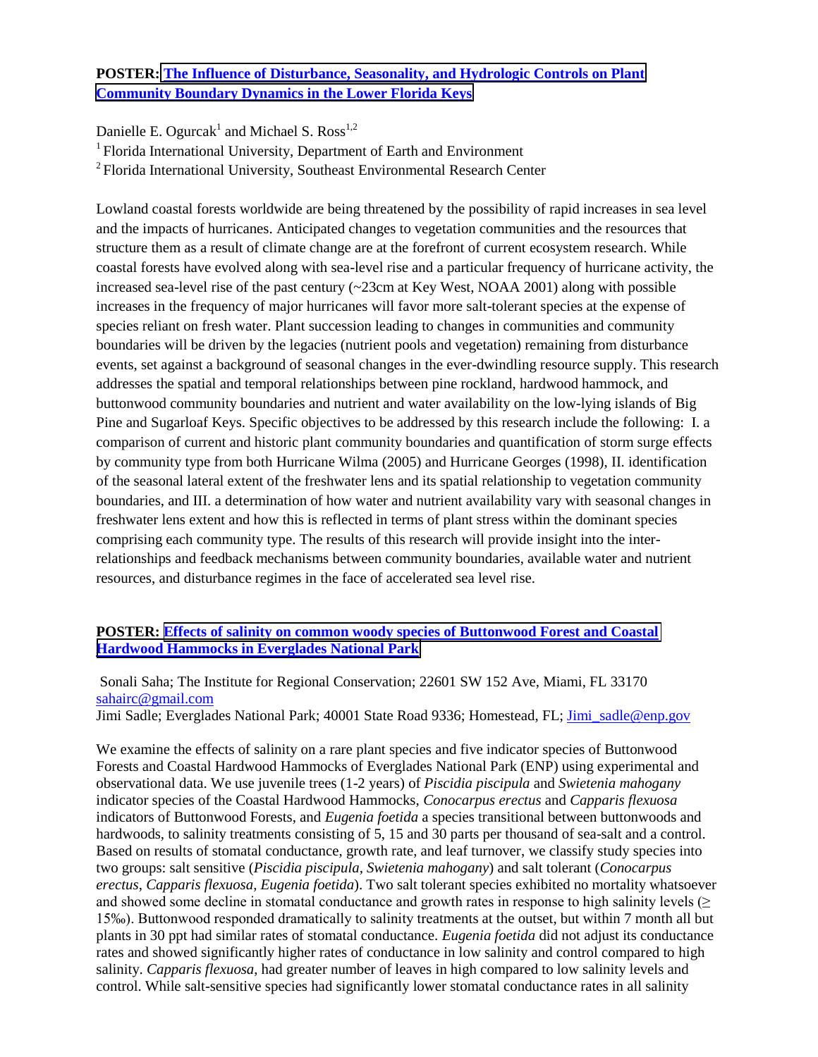**POSTER: [The Influence of Disturbance, Seasonality, and Hydrologic Controls on Plant Community Boundary Dynamics in the Lower Florida Keys]**

Danielle E. Ogurcak[1] and Michael S. Ross[1,2]

[1] Florida International University, Department of Earth and Environment

[2] Florida International University, Southeast Environmental Research Center

Lowland coastal forests worldwide are being threatened by the possibility of rapid increases in sea level and the impacts of hurricanes. Anticipated changes to vegetation communities and the resources that structure them as a result of climate change are at the forefront of current ecosystem research. While coastal forests have evolved along with sea-level rise and a particular frequency of hurricane activity, the increased sea-level rise of the past century (~23cm at Key West, NOAA 2001) along with possible increases in the frequency of major hurricanes will favor more salt-tolerant species at the expense of species reliant on fresh water. Plant succession leading to changes in communities and community boundaries will be driven by the legacies (nutrient pools and vegetation) remaining from disturbance events, set against a background of seasonal changes in the ever-dwindling resource supply. This research addresses the spatial and temporal relationships between pine rockland, hardwood hammock, and buttonwood community boundaries and nutrient and water availability on the low-lying islands of Big Pine and Sugarloaf Keys. Specific objectives to be addressed by this research include the following: I. a comparison of current and historic plant community boundaries and quantification of storm surge effects by community type from both Hurricane Wilma (2005) and Hurricane Georges (1998), II. identification of the seasonal lateral extent of the freshwater lens and its spatial relationship to vegetation community boundaries, and III. a determination of how water and nutrient availability vary with seasonal changes in freshwater lens extent and how this is reflected in terms of plant stress within the dominant species comprising each community type. The results of this research will provide insight into the inter-relationships and feedback mechanisms between community boundaries, available water and nutrient resources, and disturbance regimes in the face of accelerated sea level rise.

**POSTER: [Effects of salinity on common woody species of Buttonwood Forest and Coastal Hardwood Hammocks in Everglades National Park]**

Sonali Saha; The Institute for Regional Conservation; 22601 SW 152 Ave, Miami, FL 33170 sahairc@gmail.com

Jimi Sadle; Everglades National Park; 40001 State Road 9336; Homestead, FL; Jimi_sadle@enp.gov

We examine the effects of salinity on a rare plant species and five indicator species of Buttonwood Forests and Coastal Hardwood Hammocks of Everglades National Park (ENP) using experimental and observational data. We use juvenile trees (1-2 years) of *Piscidia piscipula* and *Swietenia mahogany* indicator species of the Coastal Hardwood Hammocks, *Conocarpus erectus* and *Capparis flexuosa* indicators of Buttonwood Forests, and *Eugenia foetida* a species transitional between buttonwoods and hardwoods, to salinity treatments consisting of 5, 15 and 30 parts per thousand of sea-salt and a control. Based on results of stomatal conductance, growth rate, and leaf turnover, we classify study species into two groups: salt sensitive (*Piscidia piscipula, Swietenia mahogany*) and salt tolerant (*Conocarpus erectus*, *Capparis flexuosa*, *Eugenia foetida*). Two salt tolerant species exhibited no mortality whatsoever and showed some decline in stomatal conductance and growth rates in response to high salinity levels (≥ 15‰). Buttonwood responded dramatically to salinity treatments at the outset, but within 7 month all but plants in 30 ppt had similar rates of stomatal conductance. *Eugenia foetida* did not adjust its conductance rates and showed significantly higher rates of conductance in low salinity and control compared to high salinity. *Capparis flexuosa*, had greater number of leaves in high compared to low salinity levels and control. While salt-sensitive species had significantly lower stomatal conductance rates in all salinity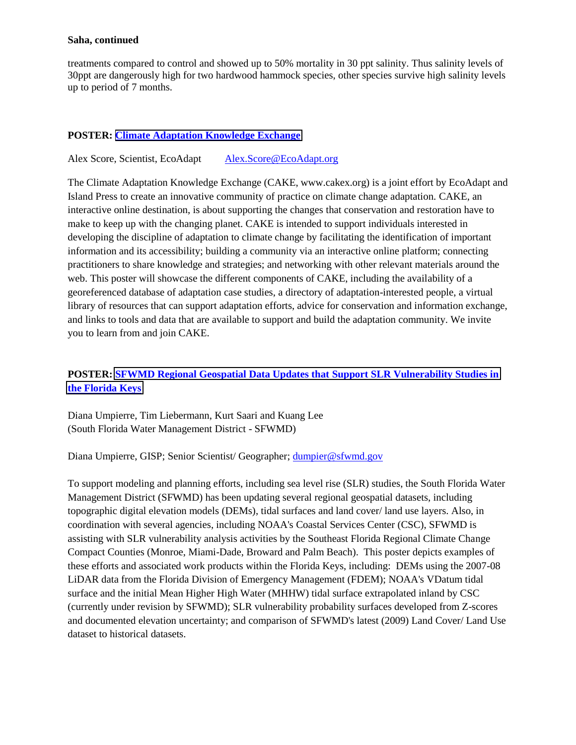**Saha, continued**

treatments compared to control and showed up to 50% mortality in 30 ppt salinity. Thus salinity levels of 30ppt are dangerously high for two hardwood hammock species, other species survive high salinity levels up to period of 7 months.

**POSTER: Climate Adaptation Knowledge Exchange**

Alex Score, Scientist, EcoAdapt     Alex.Score@EcoAdapt.org

The Climate Adaptation Knowledge Exchange (CAKE, www.cakex.org) is a joint effort by EcoAdapt and Island Press to create an innovative community of practice on climate change adaptation. CAKE, an interactive online destination, is about supporting the changes that conservation and restoration have to make to keep up with the changing planet. CAKE is intended to support individuals interested in developing the discipline of adaptation to climate change by facilitating the identification of important information and its accessibility; building a community via an interactive online platform; connecting practitioners to share knowledge and strategies; and networking with other relevant materials around the web. This poster will showcase the different components of CAKE, including the availability of a georeferenced database of adaptation case studies, a directory of adaptation-interested people, a virtual library of resources that can support adaptation efforts, advice for conservation and information exchange, and links to tools and data that are available to support and build the adaptation community. We invite you to learn from and join CAKE.

**POSTER: SFWMD Regional Geospatial Data Updates that Support SLR Vulnerability Studies in the Florida Keys**

Diana Umpierre, Tim Liebermann, Kurt Saari and Kuang Lee
(South Florida Water Management District - SFWMD)

Diana Umpierre, GISP; Senior Scientist/ Geographer; dumpier@sfwmd.gov

To support modeling and planning efforts, including sea level rise (SLR) studies, the South Florida Water Management District (SFWMD) has been updating several regional geospatial datasets, including topographic digital elevation models (DEMs), tidal surfaces and land cover/ land use layers. Also, in coordination with several agencies, including NOAA's Coastal Services Center (CSC), SFWMD is assisting with SLR vulnerability analysis activities by the Southeast Florida Regional Climate Change Compact Counties (Monroe, Miami-Dade, Broward and Palm Beach). This poster depicts examples of these efforts and associated work products within the Florida Keys, including: DEMs using the 2007-08 LiDAR data from the Florida Division of Emergency Management (FDEM); NOAA's VDatum tidal surface and the initial Mean Higher High Water (MHHW) tidal surface extrapolated inland by CSC (currently under revision by SFWMD); SLR vulnerability probability surfaces developed from Z-scores and documented elevation uncertainty; and comparison of SFWMD's latest (2009) Land Cover/ Land Use dataset to historical datasets.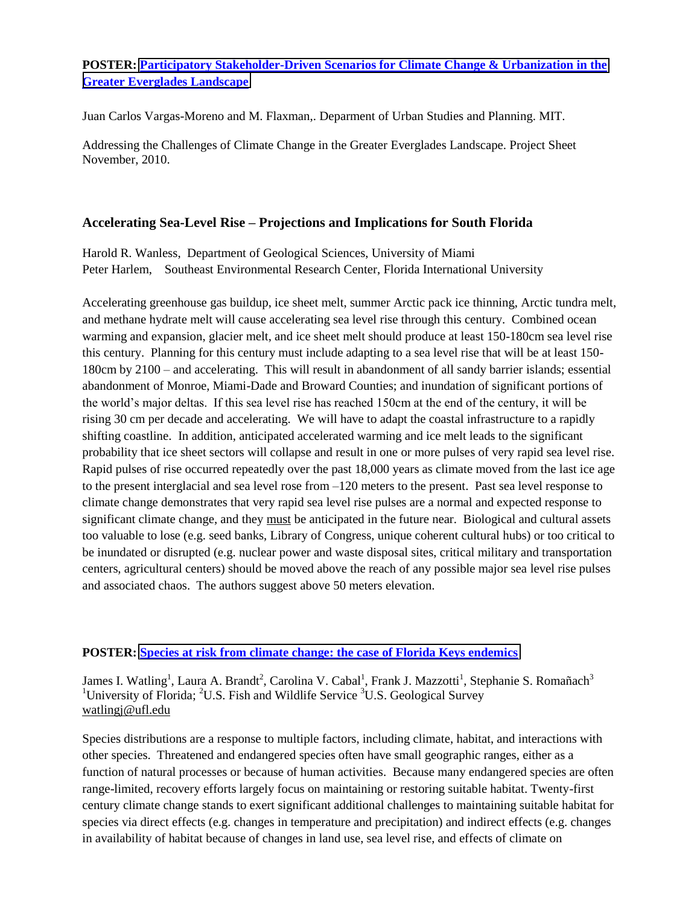**POSTER: Participatory Stakeholder-Driven Scenarios for Climate Change & Urbanization in the Greater Everglades Landscape**

Juan Carlos Vargas-Moreno and M. Flaxman,. Deparment of Urban Studies and Planning. MIT.

Addressing the Challenges of Climate Change in the Greater Everglades Landscape. Project Sheet November, 2010.

### Accelerating Sea-Level Rise – Projections and Implications for South Florida

Harold R. Wanless, Department of Geological Sciences, University of Miami
Peter Harlem, Southeast Environmental Research Center, Florida International University

Accelerating greenhouse gas buildup, ice sheet melt, summer Arctic pack ice thinning, Arctic tundra melt, and methane hydrate melt will cause accelerating sea level rise through this century. Combined ocean warming and expansion, glacier melt, and ice sheet melt should produce at least 150-180cm sea level rise this century. Planning for this century must include adapting to a sea level rise that will be at least 150-180cm by 2100 – and accelerating. This will result in abandonment of all sandy barrier islands; essential abandonment of Monroe, Miami-Dade and Broward Counties; and inundation of significant portions of the world's major deltas. If this sea level rise has reached 150cm at the end of the century, it will be rising 30 cm per decade and accelerating. We will have to adapt the coastal infrastructure to a rapidly shifting coastline. In addition, anticipated accelerated warming and ice melt leads to the significant probability that ice sheet sectors will collapse and result in one or more pulses of very rapid sea level rise. Rapid pulses of rise occurred repeatedly over the past 18,000 years as climate moved from the last ice age to the present interglacial and sea level rose from –120 meters to the present. Past sea level response to climate change demonstrates that very rapid sea level rise pulses are a normal and expected response to significant climate change, and they must be anticipated in the future near. Biological and cultural assets too valuable to lose (e.g. seed banks, Library of Congress, unique coherent cultural hubs) or too critical to be inundated or disrupted (e.g. nuclear power and waste disposal sites, critical military and transportation centers, agricultural centers) should be moved above the reach of any possible major sea level rise pulses and associated chaos. The authors suggest above 50 meters elevation.

**POSTER: Species at risk from climate change: the case of Florida Keys endemics**

James I. Watling[1], Laura A. Brandt[2], Carolina V. Cabal[1], Frank J. Mazzotti[1], Stephanie S. Romañach[3]
[1]University of Florida; [2]U.S. Fish and Wildlife Service [3]U.S. Geological Survey
watlingj@ufl.edu

Species distributions are a response to multiple factors, including climate, habitat, and interactions with other species. Threatened and endangered species often have small geographic ranges, either as a function of natural processes or because of human activities. Because many endangered species are often range-limited, recovery efforts largely focus on maintaining or restoring suitable habitat. Twenty-first century climate change stands to exert significant additional challenges to maintaining suitable habitat for species via direct effects (e.g. changes in temperature and precipitation) and indirect effects (e.g. changes in availability of habitat because of changes in land use, sea level rise, and effects of climate on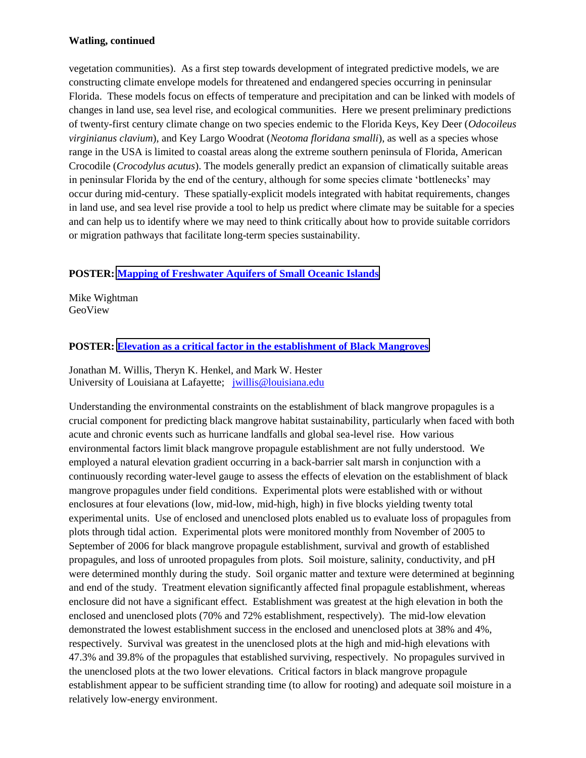**Watling, continued**

vegetation communities). As a first step towards development of integrated predictive models, we are constructing climate envelope models for threatened and endangered species occurring in peninsular Florida. These models focus on effects of temperature and precipitation and can be linked with models of changes in land use, sea level rise, and ecological communities. Here we present preliminary predictions of twenty-first century climate change on two species endemic to the Florida Keys, Key Deer (*Odocoileus virginianus clavium*), and Key Largo Woodrat (*Neotoma floridana smalli*), as well as a species whose range in the USA is limited to coastal areas along the extreme southern peninsula of Florida, American Crocodile (*Crocodylus acutus*). The models generally predict an expansion of climatically suitable areas in peninsular Florida by the end of the century, although for some species climate 'bottlenecks' may occur during mid-century. These spatially-explicit models integrated with habitat requirements, changes in land use, and sea level rise provide a tool to help us predict where climate may be suitable for a species and can help us to identify where we may need to think critically about how to provide suitable corridors or migration pathways that facilitate long-term species sustainability.

**POSTER: Mapping of Freshwater Aquifers of Small Oceanic Islands**

Mike Wightman
GeoView

**POSTER: Elevation as a critical factor in the establishment of Black Mangroves**

Jonathan M. Willis, Theryn K. Henkel, and Mark W. Hester
University of Louisiana at Lafayette; jwillis@louisiana.edu

Understanding the environmental constraints on the establishment of black mangrove propagules is a crucial component for predicting black mangrove habitat sustainability, particularly when faced with both acute and chronic events such as hurricane landfalls and global sea-level rise. How various environmental factors limit black mangrove propagule establishment are not fully understood. We employed a natural elevation gradient occurring in a back-barrier salt marsh in conjunction with a continuously recording water-level gauge to assess the effects of elevation on the establishment of black mangrove propagules under field conditions. Experimental plots were established with or without enclosures at four elevations (low, mid-low, mid-high, high) in five blocks yielding twenty total experimental units. Use of enclosed and unenclosed plots enabled us to evaluate loss of propagules from plots through tidal action. Experimental plots were monitored monthly from November of 2005 to September of 2006 for black mangrove propagule establishment, survival and growth of established propagules, and loss of unrooted propagules from plots. Soil moisture, salinity, conductivity, and pH were determined monthly during the study. Soil organic matter and texture were determined at beginning and end of the study. Treatment elevation significantly affected final propagule establishment, whereas enclosure did not have a significant effect. Establishment was greatest at the high elevation in both the enclosed and unenclosed plots (70% and 72% establishment, respectively). The mid-low elevation demonstrated the lowest establishment success in the enclosed and unenclosed plots at 38% and 4%, respectively. Survival was greatest in the unenclosed plots at the high and mid-high elevations with 47.3% and 39.8% of the propagules that established surviving, respectively. No propagules survived in the unenclosed plots at the two lower elevations. Critical factors in black mangrove propagule establishment appear to be sufficient stranding time (to allow for rooting) and adequate soil moisture in a relatively low-energy environment.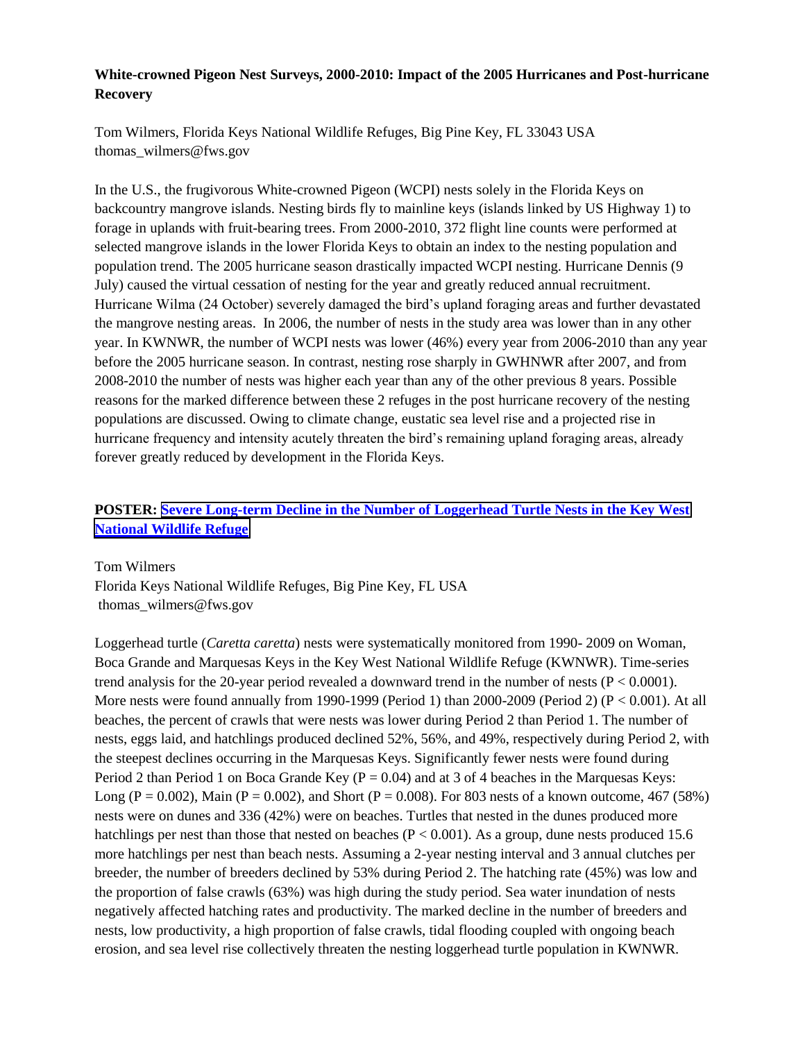**White-crowned Pigeon Nest Surveys, 2000-2010: Impact of the 2005 Hurricanes and Post-hurricane Recovery**

Tom Wilmers, Florida Keys National Wildlife Refuges, Big Pine Key, FL 33043 USA
thomas_wilmers@fws.gov

In the U.S., the frugivorous White-crowned Pigeon (WCPI) nests solely in the Florida Keys on backcountry mangrove islands. Nesting birds fly to mainline keys (islands linked by US Highway 1) to forage in uplands with fruit-bearing trees. From 2000-2010, 372 flight line counts were performed at selected mangrove islands in the lower Florida Keys to obtain an index to the nesting population and population trend. The 2005 hurricane season drastically impacted WCPI nesting. Hurricane Dennis (9 July) caused the virtual cessation of nesting for the year and greatly reduced annual recruitment. Hurricane Wilma (24 October) severely damaged the bird's upland foraging areas and further devastated the mangrove nesting areas. In 2006, the number of nests in the study area was lower than in any other year. In KWNWR, the number of WCPI nests was lower (46%) every year from 2006-2010 than any year before the 2005 hurricane season. In contrast, nesting rose sharply in GWHNWR after 2007, and from 2008-2010 the number of nests was higher each year than any of the other previous 8 years. Possible reasons for the marked difference between these 2 refuges in the post hurricane recovery of the nesting populations are discussed. Owing to climate change, eustatic sea level rise and a projected rise in hurricane frequency and intensity acutely threaten the bird's remaining upland foraging areas, already forever greatly reduced by development in the Florida Keys.

**POSTER: Severe Long-term Decline in the Number of Loggerhead Turtle Nests in the Key West National Wildlife Refuge**

Tom Wilmers
Florida Keys National Wildlife Refuges, Big Pine Key, FL USA
thomas_wilmers@fws.gov

Loggerhead turtle (*Caretta caretta*) nests were systematically monitored from 1990- 2009 on Woman, Boca Grande and Marquesas Keys in the Key West National Wildlife Refuge (KWNWR). Time-series trend analysis for the 20-year period revealed a downward trend in the number of nests ($P < 0.0001$). More nests were found annually from 1990-1999 (Period 1) than 2000-2009 (Period 2) ($P < 0.001$). At all beaches, the percent of crawls that were nests was lower during Period 2 than Period 1. The number of nests, eggs laid, and hatchlings produced declined 52%, 56%, and 49%, respectively during Period 2, with the steepest declines occurring in the Marquesas Keys. Significantly fewer nests were found during Period 2 than Period 1 on Boca Grande Key ($P = 0.04$) and at 3 of 4 beaches in the Marquesas Keys: Long ($P = 0.002$), Main ($P = 0.002$), and Short ($P = 0.008$). For 803 nests of a known outcome, 467 (58%) nests were on dunes and 336 (42%) were on beaches. Turtles that nested in the dunes produced more hatchlings per nest than those that nested on beaches ($P < 0.001$). As a group, dune nests produced 15.6 more hatchlings per nest than beach nests. Assuming a 2-year nesting interval and 3 annual clutches per breeder, the number of breeders declined by 53% during Period 2. The hatching rate (45%) was low and the proportion of false crawls (63%) was high during the study period. Sea water inundation of nests negatively affected hatching rates and productivity. The marked decline in the number of breeders and nests, low productivity, a high proportion of false crawls, tidal flooding coupled with ongoing beach erosion, and sea level rise collectively threaten the nesting loggerhead turtle population in KWNWR.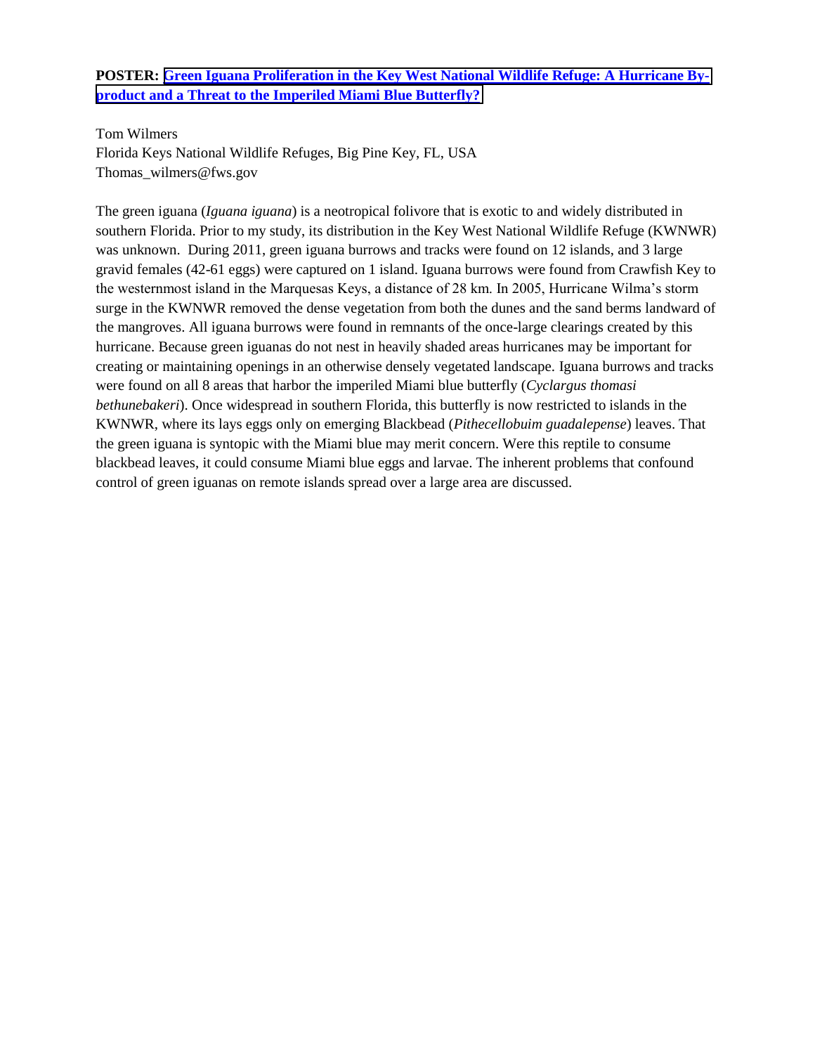**POSTER: Green Iguana Proliferation in the Key West National Wildlife Refuge: A Hurricane By-product and a Threat to the Imperiled Miami Blue Butterfly?**

Tom Wilmers
Florida Keys National Wildlife Refuges, Big Pine Key, FL, USA
Thomas_wilmers@fws.gov

The green iguana (*Iguana iguana*) is a neotropical folivore that is exotic to and widely distributed in southern Florida. Prior to my study, its distribution in the Key West National Wildlife Refuge (KWNWR) was unknown. During 2011, green iguana burrows and tracks were found on 12 islands, and 3 large gravid females (42-61 eggs) were captured on 1 island. Iguana burrows were found from Crawfish Key to the westernmost island in the Marquesas Keys, a distance of 28 km. In 2005, Hurricane Wilma's storm surge in the KWNWR removed the dense vegetation from both the dunes and the sand berms landward of the mangroves. All iguana burrows were found in remnants of the once-large clearings created by this hurricane. Because green iguanas do not nest in heavily shaded areas hurricanes may be important for creating or maintaining openings in an otherwise densely vegetated landscape. Iguana burrows and tracks were found on all 8 areas that harbor the imperiled Miami blue butterfly (*Cyclargus thomasi bethunebakeri*). Once widespread in southern Florida, this butterfly is now restricted to islands in the KWNWR, where its lays eggs only on emerging Blackbead (*Pithecellobuim guadalepense*) leaves. That the green iguana is syntopic with the Miami blue may merit concern. Were this reptile to consume blackbead leaves, it could consume Miami blue eggs and larvae. The inherent problems that confound control of green iguanas on remote islands spread over a large area are discussed.